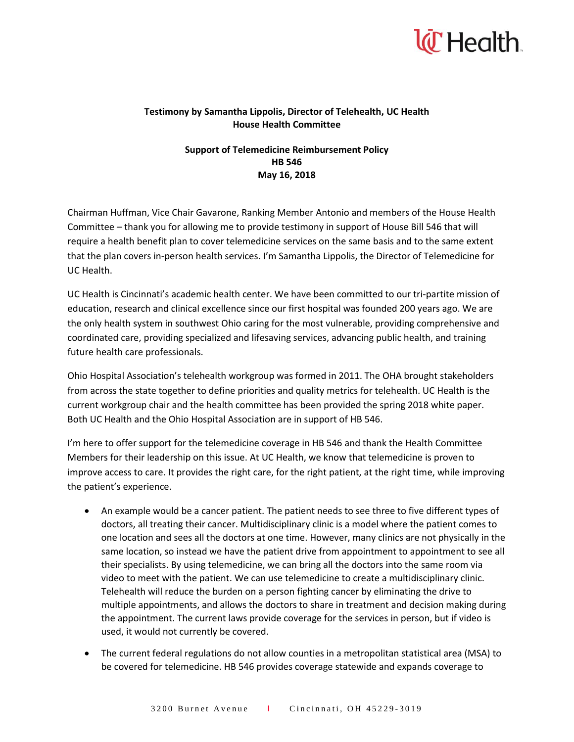**Testimony by Samantha Lippolis, Director of Telehealth, UC Health**
**House Health Committee**

**Support of Telemedicine Reimbursement Policy**
**HB 546**
**May 16, 2018**

Chairman Huffman, Vice Chair Gavarone, Ranking Member Antonio and members of the House Health Committee – thank you for allowing me to provide testimony in support of House Bill 546 that will require a health benefit plan to cover telemedicine services on the same basis and to the same extent that the plan covers in-person health services. I'm Samantha Lippolis, the Director of Telemedicine for UC Health.

UC Health is Cincinnati's academic health center. We have been committed to our tri-partite mission of education, research and clinical excellence since our first hospital was founded 200 years ago. We are the only health system in southwest Ohio caring for the most vulnerable, providing comprehensive and coordinated care, providing specialized and lifesaving services, advancing public health, and training future health care professionals.

Ohio Hospital Association's telehealth workgroup was formed in 2011. The OHA brought stakeholders from across the state together to define priorities and quality metrics for telehealth. UC Health is the current workgroup chair and the health committee has been provided the spring 2018 white paper. Both UC Health and the Ohio Hospital Association are in support of HB 546.

I'm here to offer support for the telemedicine coverage in HB 546 and thank the Health Committee Members for their leadership on this issue. At UC Health, we know that telemedicine is proven to improve access to care. It provides the right care, for the right patient, at the right time, while improving the patient's experience.

- An example would be a cancer patient. The patient needs to see three to five different types of doctors, all treating their cancer. Multidisciplinary clinic is a model where the patient comes to one location and sees all the doctors at one time. However, many clinics are not physically in the same location, so instead we have the patient drive from appointment to appointment to see all their specialists. By using telemedicine, we can bring all the doctors into the same room via video to meet with the patient. We can use telemedicine to create a multidisciplinary clinic. Telehealth will reduce the burden on a person fighting cancer by eliminating the drive to multiple appointments, and allows the doctors to share in treatment and decision making during the appointment. The current laws provide coverage for the services in person, but if video is used, it would not currently be covered.
- The current federal regulations do not allow counties in a metropolitan statistical area (MSA) to be covered for telemedicine. HB 546 provides coverage statewide and expands coverage to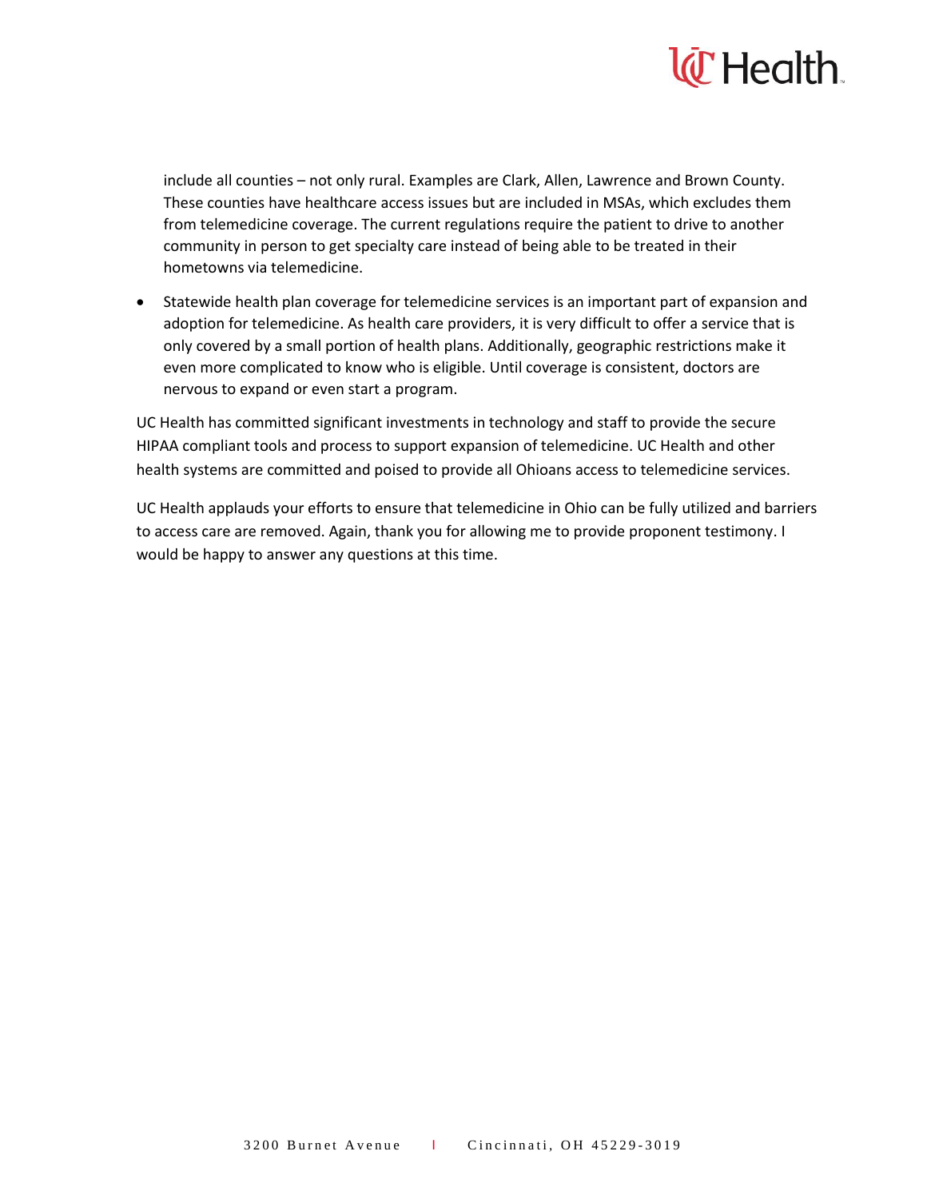include all counties – not only rural. Examples are Clark, Allen, Lawrence and Brown County. These counties have healthcare access issues but are included in MSAs, which excludes them from telemedicine coverage. The current regulations require the patient to drive to another community in person to get specialty care instead of being able to be treated in their hometowns via telemedicine.

- Statewide health plan coverage for telemedicine services is an important part of expansion and adoption for telemedicine. As health care providers, it is very difficult to offer a service that is only covered by a small portion of health plans. Additionally, geographic restrictions make it even more complicated to know who is eligible. Until coverage is consistent, doctors are nervous to expand or even start a program.

UC Health has committed significant investments in technology and staff to provide the secure HIPAA compliant tools and process to support expansion of telemedicine. UC Health and other health systems are committed and poised to provide all Ohioans access to telemedicine services.

UC Health applauds your efforts to ensure that telemedicine in Ohio can be fully utilized and barriers to access care are removed. Again, thank you for allowing me to provide proponent testimony. I would be happy to answer any questions at this time.